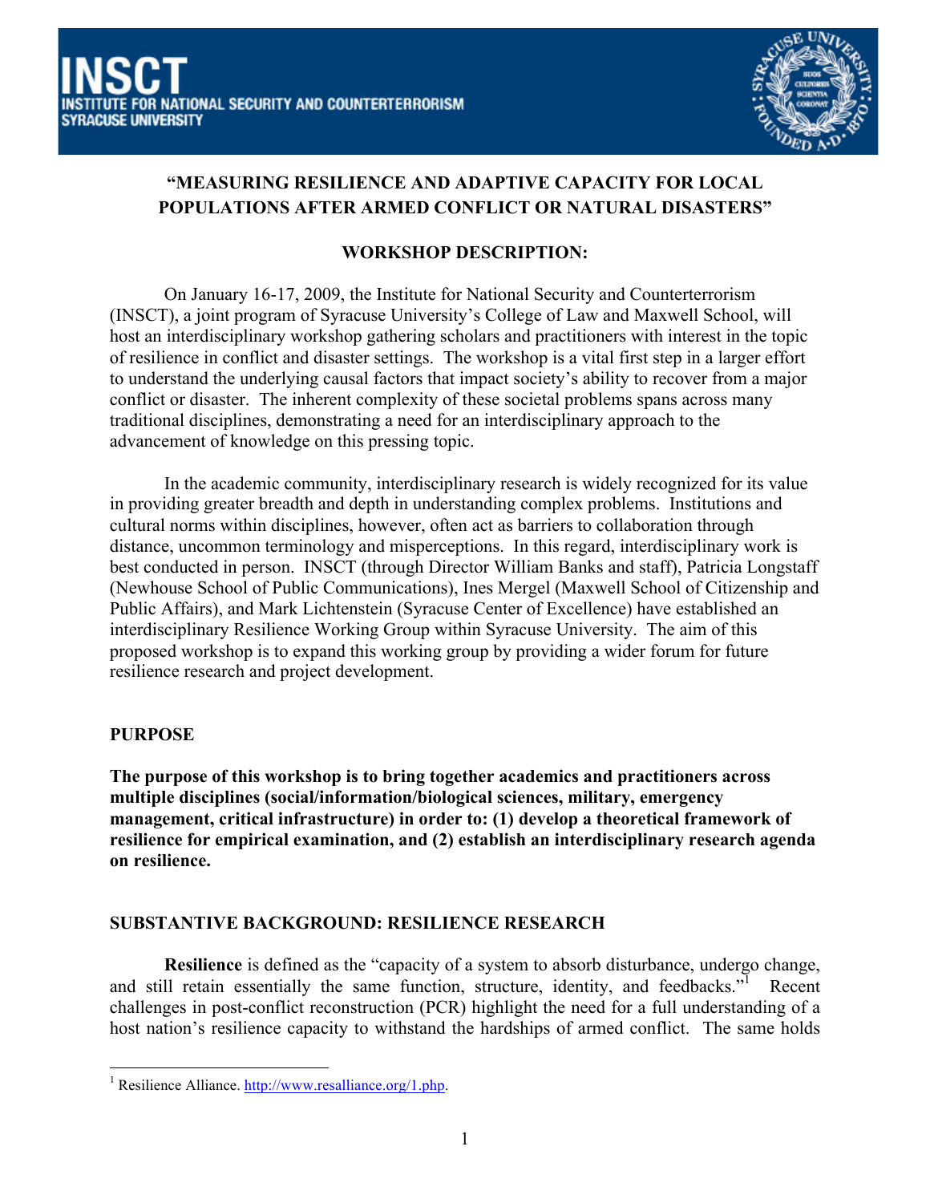# INSCT
**INSTITUTE FOR NATIONAL SECURITY AND COUNTERTERRORISM**
**SYRACUSE UNIVERSITY**

## "MEASURING RESILIENCE AND ADAPTIVE CAPACITY FOR LOCAL POPULATIONS AFTER ARMED CONFLICT OR NATURAL DISASTERS"

### WORKSHOP DESCRIPTION:

On January 16-17, 2009, the Institute for National Security and Counterterrorism (INSCT), a joint program of Syracuse University's College of Law and Maxwell School, will host an interdisciplinary workshop gathering scholars and practitioners with interest in the topic of resilience in conflict and disaster settings. The workshop is a vital first step in a larger effort to understand the underlying causal factors that impact society's ability to recover from a major conflict or disaster. The inherent complexity of these societal problems spans across many traditional disciplines, demonstrating a need for an interdisciplinary approach to the advancement of knowledge on this pressing topic.

In the academic community, interdisciplinary research is widely recognized for its value in providing greater breadth and depth in understanding complex problems. Institutions and cultural norms within disciplines, however, often act as barriers to collaboration through distance, uncommon terminology and misperceptions. In this regard, interdisciplinary work is best conducted in person. INSCT (through Director William Banks and staff), Patricia Longstaff (Newhouse School of Public Communications), Ines Mergel (Maxwell School of Citizenship and Public Affairs), and Mark Lichtenstein (Syracuse Center of Excellence) have established an interdisciplinary Resilience Working Group within Syracuse University. The aim of this proposed workshop is to expand this working group by providing a wider forum for future resilience research and project development.

### PURPOSE

**The purpose of this workshop is to bring together academics and practitioners across multiple disciplines (social/information/biological sciences, military, emergency management, critical infrastructure) in order to: (1) develop a theoretical framework of resilience for empirical examination, and (2) establish an interdisciplinary research agenda on resilience.**

### SUBSTANTIVE BACKGROUND: RESILIENCE RESEARCH

**Resilience** is defined as the "capacity of a system to absorb disturbance, undergo change, and still retain essentially the same function, structure, identity, and feedbacks."[1] Recent challenges in post-conflict reconstruction (PCR) highlight the need for a full understanding of a host nation's resilience capacity to withstand the hardships of armed conflict. The same holds

[1] Resilience Alliance. http://www.resalliance.org/1.php.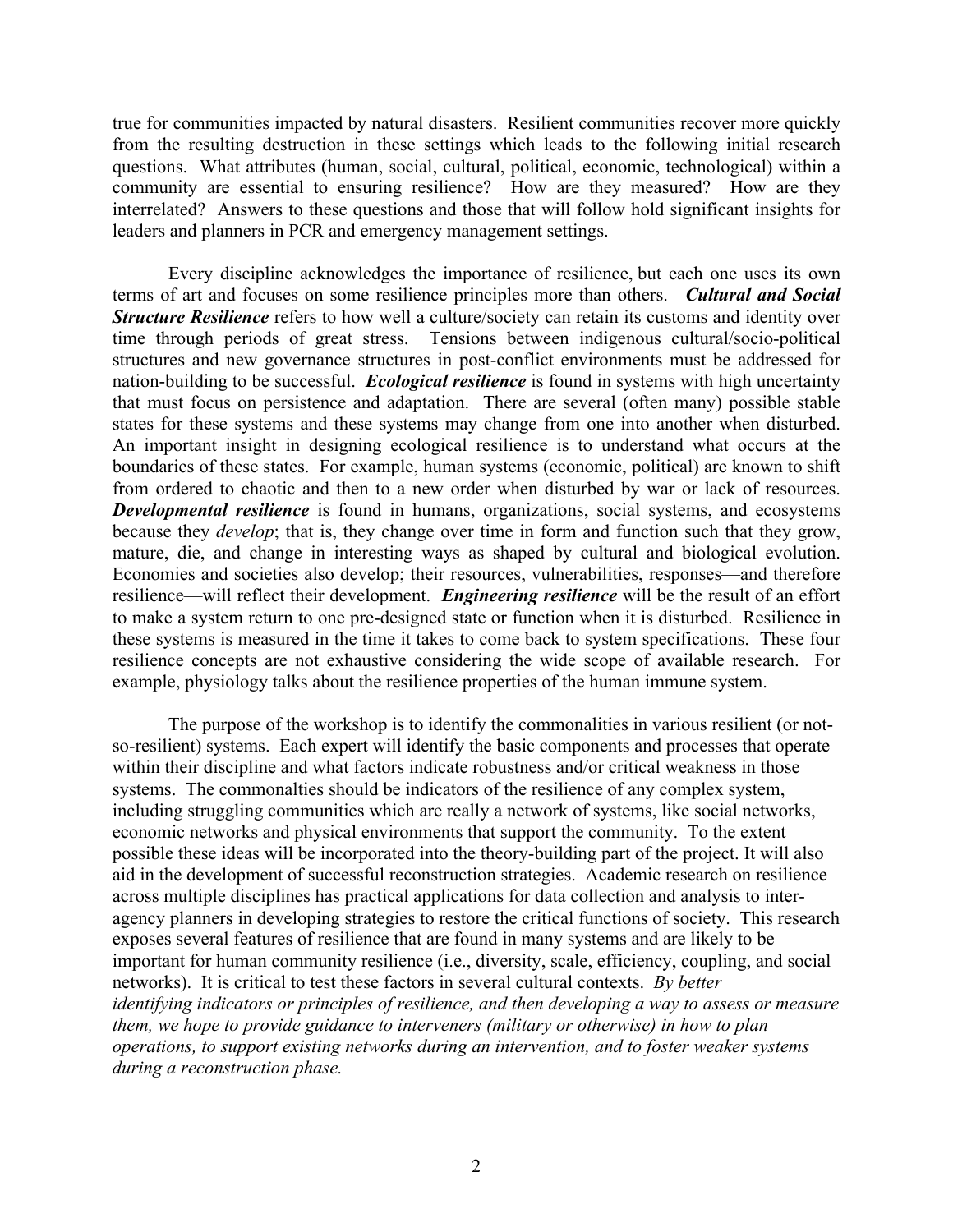true for communities impacted by natural disasters. Resilient communities recover more quickly from the resulting destruction in these settings which leads to the following initial research questions. What attributes (human, social, cultural, political, economic, technological) within a community are essential to ensuring resilience? How are they measured? How are they interrelated? Answers to these questions and those that will follow hold significant insights for leaders and planners in PCR and emergency management settings.

Every discipline acknowledges the importance of resilience, but each one uses its own terms of art and focuses on some resilience principles more than others. ***Cultural and Social Structure Resilience*** refers to how well a culture/society can retain its customs and identity over time through periods of great stress. Tensions between indigenous cultural/socio-political structures and new governance structures in post-conflict environments must be addressed for nation-building to be successful. ***Ecological resilience*** is found in systems with high uncertainty that must focus on persistence and adaptation. There are several (often many) possible stable states for these systems and these systems may change from one into another when disturbed. An important insight in designing ecological resilience is to understand what occurs at the boundaries of these states. For example, human systems (economic, political) are known to shift from ordered to chaotic and then to a new order when disturbed by war or lack of resources. ***Developmental resilience*** is found in humans, organizations, social systems, and ecosystems because they *develop*; that is, they change over time in form and function such that they grow, mature, die, and change in interesting ways as shaped by cultural and biological evolution. Economies and societies also develop; their resources, vulnerabilities, responses—and therefore resilience—will reflect their development. ***Engineering resilience*** will be the result of an effort to make a system return to one pre-designed state or function when it is disturbed. Resilience in these systems is measured in the time it takes to come back to system specifications. These four resilience concepts are not exhaustive considering the wide scope of available research. For example, physiology talks about the resilience properties of the human immune system.

The purpose of the workshop is to identify the commonalities in various resilient (or not-so-resilient) systems. Each expert will identify the basic components and processes that operate within their discipline and what factors indicate robustness and/or critical weakness in those systems. The commonalties should be indicators of the resilience of any complex system, including struggling communities which are really a network of systems, like social networks, economic networks and physical environments that support the community. To the extent possible these ideas will be incorporated into the theory-building part of the project. It will also aid in the development of successful reconstruction strategies. Academic research on resilience across multiple disciplines has practical applications for data collection and analysis to inter-agency planners in developing strategies to restore the critical functions of society. This research exposes several features of resilience that are found in many systems and are likely to be important for human community resilience (i.e., diversity, scale, efficiency, coupling, and social networks). It is critical to test these factors in several cultural contexts. *By better identifying indicators or principles of resilience, and then developing a way to assess or measure them, we hope to provide guidance to interveners (military or otherwise) in how to plan operations, to support existing networks during an intervention, and to foster weaker systems during a reconstruction phase.*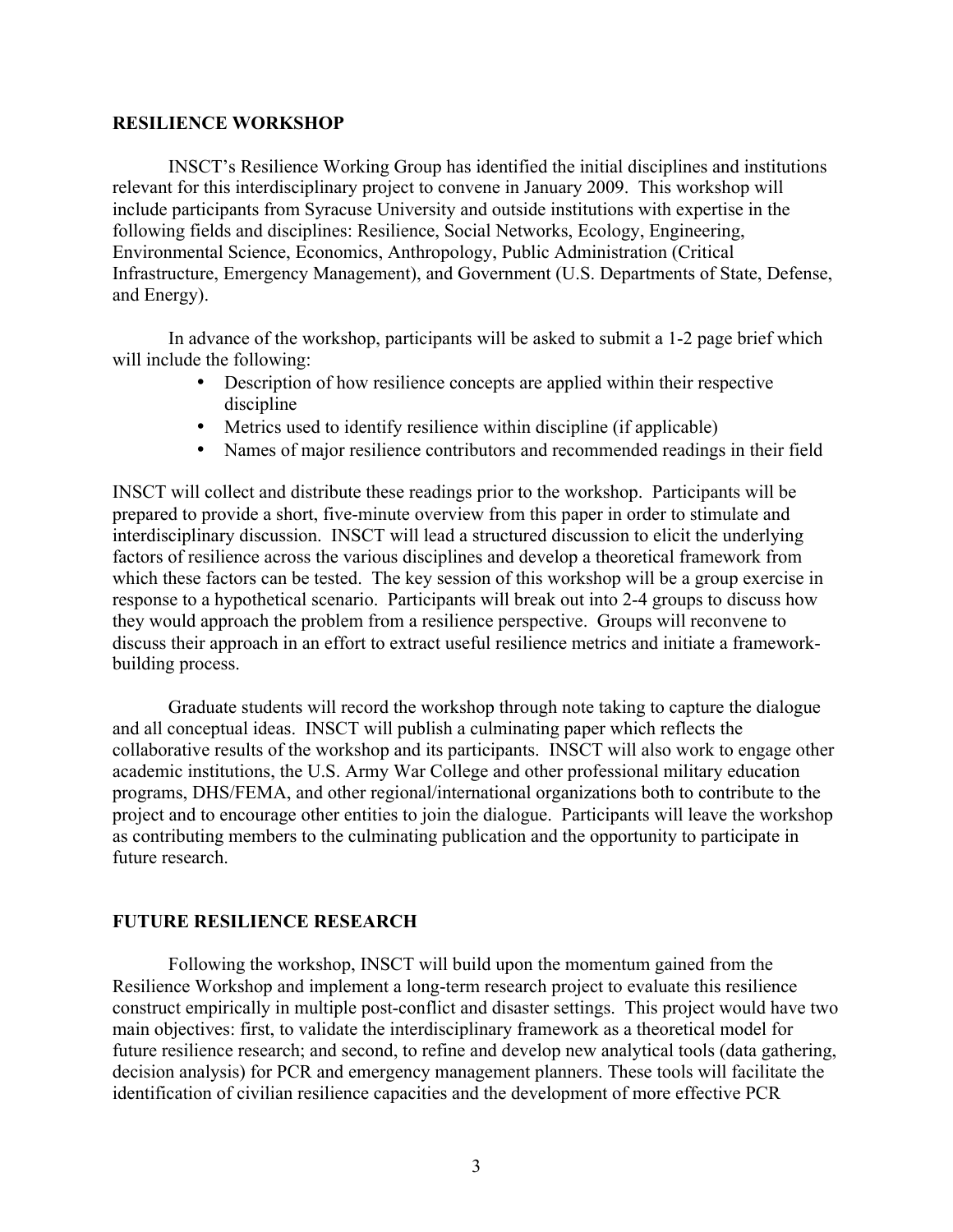## RESILIENCE WORKSHOP

INSCT's Resilience Working Group has identified the initial disciplines and institutions relevant for this interdisciplinary project to convene in January 2009. This workshop will include participants from Syracuse University and outside institutions with expertise in the following fields and disciplines: Resilience, Social Networks, Ecology, Engineering, Environmental Science, Economics, Anthropology, Public Administration (Critical Infrastructure, Emergency Management), and Government (U.S. Departments of State, Defense, and Energy).

In advance of the workshop, participants will be asked to submit a 1-2 page brief which will include the following:

- Description of how resilience concepts are applied within their respective discipline
- Metrics used to identify resilience within discipline (if applicable)
- Names of major resilience contributors and recommended readings in their field

INSCT will collect and distribute these readings prior to the workshop. Participants will be prepared to provide a short, five-minute overview from this paper in order to stimulate and interdisciplinary discussion. INSCT will lead a structured discussion to elicit the underlying factors of resilience across the various disciplines and develop a theoretical framework from which these factors can be tested. The key session of this workshop will be a group exercise in response to a hypothetical scenario. Participants will break out into 2-4 groups to discuss how they would approach the problem from a resilience perspective. Groups will reconvene to discuss their approach in an effort to extract useful resilience metrics and initiate a framework-building process.

Graduate students will record the workshop through note taking to capture the dialogue and all conceptual ideas. INSCT will publish a culminating paper which reflects the collaborative results of the workshop and its participants. INSCT will also work to engage other academic institutions, the U.S. Army War College and other professional military education programs, DHS/FEMA, and other regional/international organizations both to contribute to the project and to encourage other entities to join the dialogue. Participants will leave the workshop as contributing members to the culminating publication and the opportunity to participate in future research.

## FUTURE RESILIENCE RESEARCH

Following the workshop, INSCT will build upon the momentum gained from the Resilience Workshop and implement a long-term research project to evaluate this resilience construct empirically in multiple post-conflict and disaster settings. This project would have two main objectives: first, to validate the interdisciplinary framework as a theoretical model for future resilience research; and second, to refine and develop new analytical tools (data gathering, decision analysis) for PCR and emergency management planners. These tools will facilitate the identification of civilian resilience capacities and the development of more effective PCR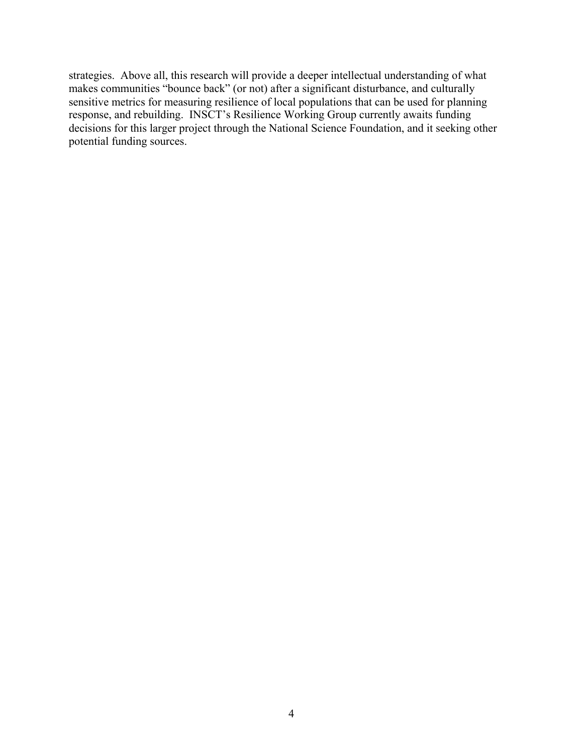strategies. Above all, this research will provide a deeper intellectual understanding of what makes communities "bounce back" (or not) after a significant disturbance, and culturally sensitive metrics for measuring resilience of local populations that can be used for planning response, and rebuilding. INSCT's Resilience Working Group currently awaits funding decisions for this larger project through the National Science Foundation, and it seeking other potential funding sources.